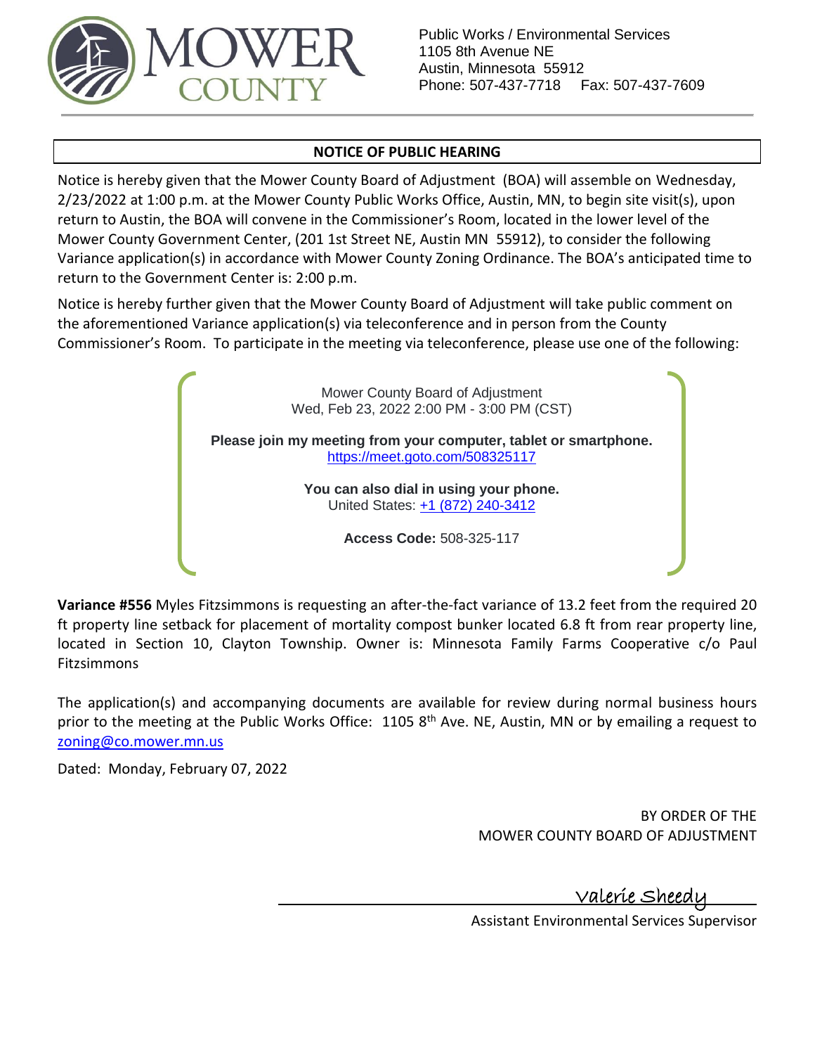MOWER COUNTY

Public Works / Environmental Services
1105 8th Avenue NE
Austin, Minnesota 55912
Phone: 507-437-7718 Fax: 507-437-7609

## NOTICE OF PUBLIC HEARING

Notice is hereby given that the Mower County Board of Adjustment (BOA) will assemble on Wednesday, 2/23/2022 at 1:00 p.m. at the Mower County Public Works Office, Austin, MN, to begin site visit(s), upon return to Austin, the BOA will convene in the Commissioner's Room, located in the lower level of the Mower County Government Center, (201 1st Street NE, Austin MN 55912), to consider the following Variance application(s) in accordance with Mower County Zoning Ordinance. The BOA's anticipated time to return to the Government Center is: 2:00 p.m.

Notice is hereby further given that the Mower County Board of Adjustment will take public comment on the aforementioned Variance application(s) via teleconference and in person from the County Commissioner's Room. To participate in the meeting via teleconference, please use one of the following:

Mower County Board of Adjustment
Wed, Feb 23, 2022 2:00 PM - 3:00 PM (CST)

**Please join my meeting from your computer, tablet or smartphone.**
https://meet.goto.com/508325117

**You can also dial in using your phone.**
United States: +1 (872) 240-3412

**Access Code:** 508-325-117

**Variance #556** Myles Fitzsimmons is requesting an after-the-fact variance of 13.2 feet from the required 20 ft property line setback for placement of mortality compost bunker located 6.8 ft from rear property line, located in Section 10, Clayton Township. Owner is: Minnesota Family Farms Cooperative c/o Paul Fitzsimmons

The application(s) and accompanying documents are available for review during normal business hours prior to the meeting at the Public Works Office: 1105 8th Ave. NE, Austin, MN or by emailing a request to zoning@co.mower.mn.us

Dated: Monday, February 07, 2022

BY ORDER OF THE
MOWER COUNTY BOARD OF ADJUSTMENT

Valerie Sheedy

Assistant Environmental Services Supervisor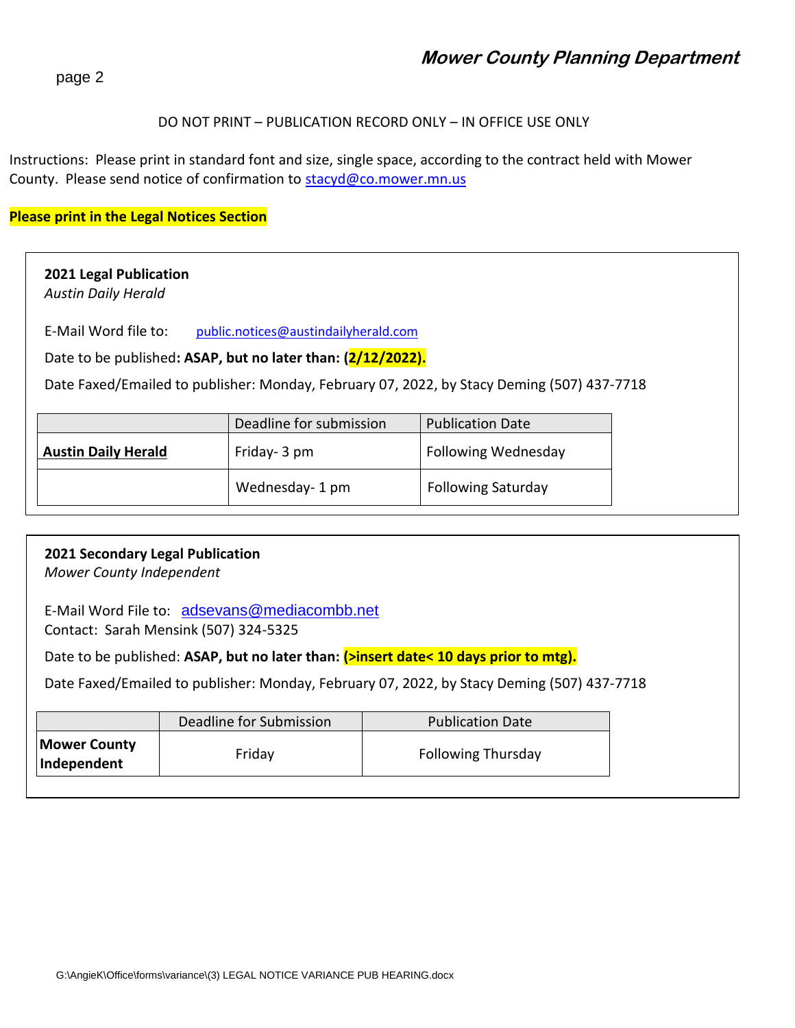**Mower County Planning Department**

DO NOT PRINT – PUBLICATION RECORD ONLY – IN OFFICE USE ONLY

Instructions: Please print in standard font and size, single space, according to the contract held with Mower County. Please send notice of confirmation to stacyd@co.mower.mn.us

**Please print in the Legal Notices Section**

**2021 Legal Publication**
*Austin Daily Herald*

E-Mail Word file to: public.notices@austindailyherald.com

Date to be published**: ASAP, but no later than: (2/12/2022).**

Date Faxed/Emailed to publisher: Monday, February 07, 2022, by Stacy Deming (507) 437-7718

| | Deadline for submission | Publication Date |
|---|---|---|
| **Austin Daily Herald** | Friday- 3 pm | Following Wednesday |
| | Wednesday- 1 pm | Following Saturday |

**2021 Secondary Legal Publication**
*Mower County Independent*

E-Mail Word File to: adsevans@mediacombb.net
Contact: Sarah Mensink (507) 324-5325

Date to be published: **ASAP, but no later than: (>insert date< 10 days prior to mtg).**

Date Faxed/Emailed to publisher: Monday, February 07, 2022, by Stacy Deming (507) 437-7718

| | Deadline for Submission | Publication Date |
|---|---|---|
| **Mower County Independent** | Friday | Following Thursday |

G:\AngieK\Office\forms\variance\(3) LEGAL NOTICE VARIANCE PUB HEARING.docx